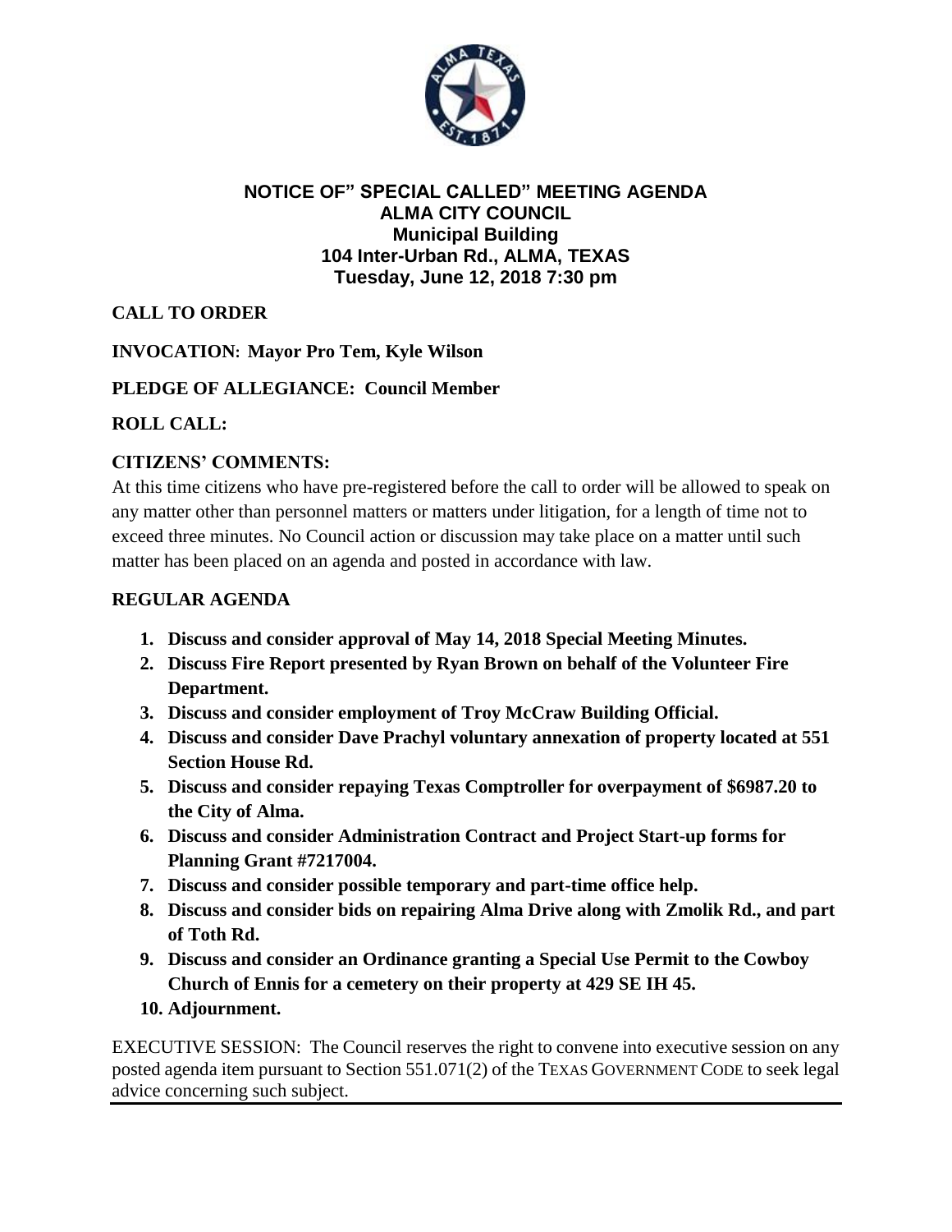# NOTICE OF" SPECIAL CALLED" MEETING AGENDA
## ALMA CITY COUNCIL
### Municipal Building
### 104 Inter-Urban Rd., ALMA, TEXAS
### Tuesday, June 12, 2018 7:30 pm

**CALL TO ORDER**

**INVOCATION: Mayor Pro Tem, Kyle Wilson**

**PLEDGE OF ALLEGIANCE: Council Member**

**ROLL CALL:**

**CITIZENS' COMMENTS:**

At this time citizens who have pre-registered before the call to order will be allowed to speak on any matter other than personnel matters or matters under litigation, for a length of time not to exceed three minutes. No Council action or discussion may take place on a matter until such matter has been placed on an agenda and posted in accordance with law.

**REGULAR AGENDA**

1. **Discuss and consider approval of May 14, 2018 Special Meeting Minutes.**
2. **Discuss Fire Report presented by Ryan Brown on behalf of the Volunteer Fire Department.**
3. **Discuss and consider employment of Troy McCraw Building Official.**
4. **Discuss and consider Dave Prachyl voluntary annexation of property located at 551 Section House Rd.**
5. **Discuss and consider repaying Texas Comptroller for overpayment of $6987.20 to the City of Alma.**
6. **Discuss and consider Administration Contract and Project Start-up forms for Planning Grant #7217004.**
7. **Discuss and consider possible temporary and part-time office help.**
8. **Discuss and consider bids on repairing Alma Drive along with Zmolik Rd., and part of Toth Rd.**
9. **Discuss and consider an Ordinance granting a Special Use Permit to the Cowboy Church of Ennis for a cemetery on their property at 429 SE IH 45.**
10. **Adjournment.**

EXECUTIVE SESSION: The Council reserves the right to convene into executive session on any posted agenda item pursuant to Section 551.071(2) of the TEXAS GOVERNMENT CODE to seek legal advice concerning such subject.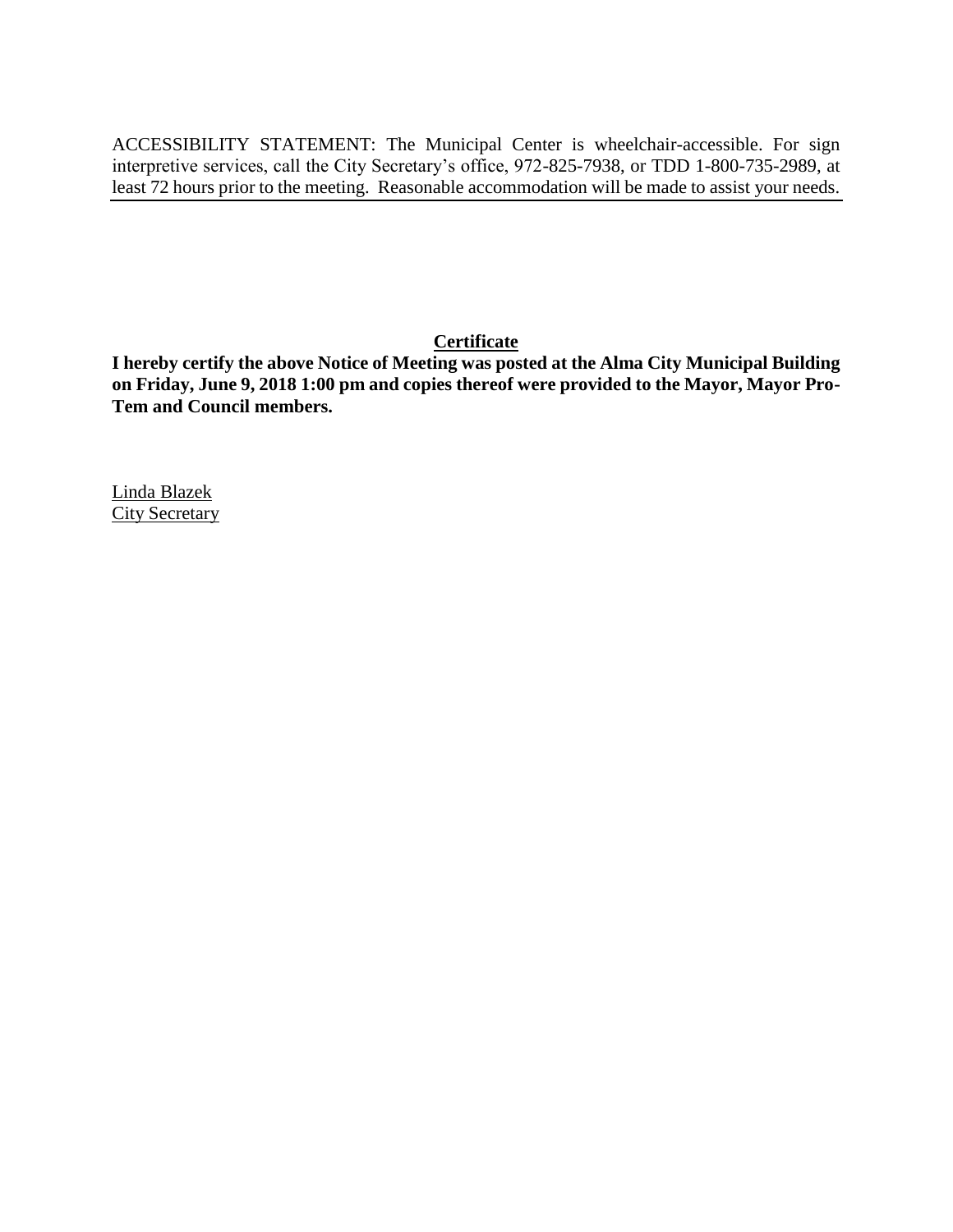ACCESSIBILITY STATEMENT: The Municipal Center is wheelchair-accessible. For sign interpretive services, call the City Secretary's office, 972-825-7938, or TDD 1-800-735-2989, at least 72 hours prior to the meeting. Reasonable accommodation will be made to assist your needs.

**Certificate**

**I hereby certify the above Notice of Meeting was posted at the Alma City Municipal Building on Friday, June 9, 2018 1:00 pm and copies thereof were provided to the Mayor, Mayor Pro-Tem and Council members.**

Linda Blazek
City Secretary